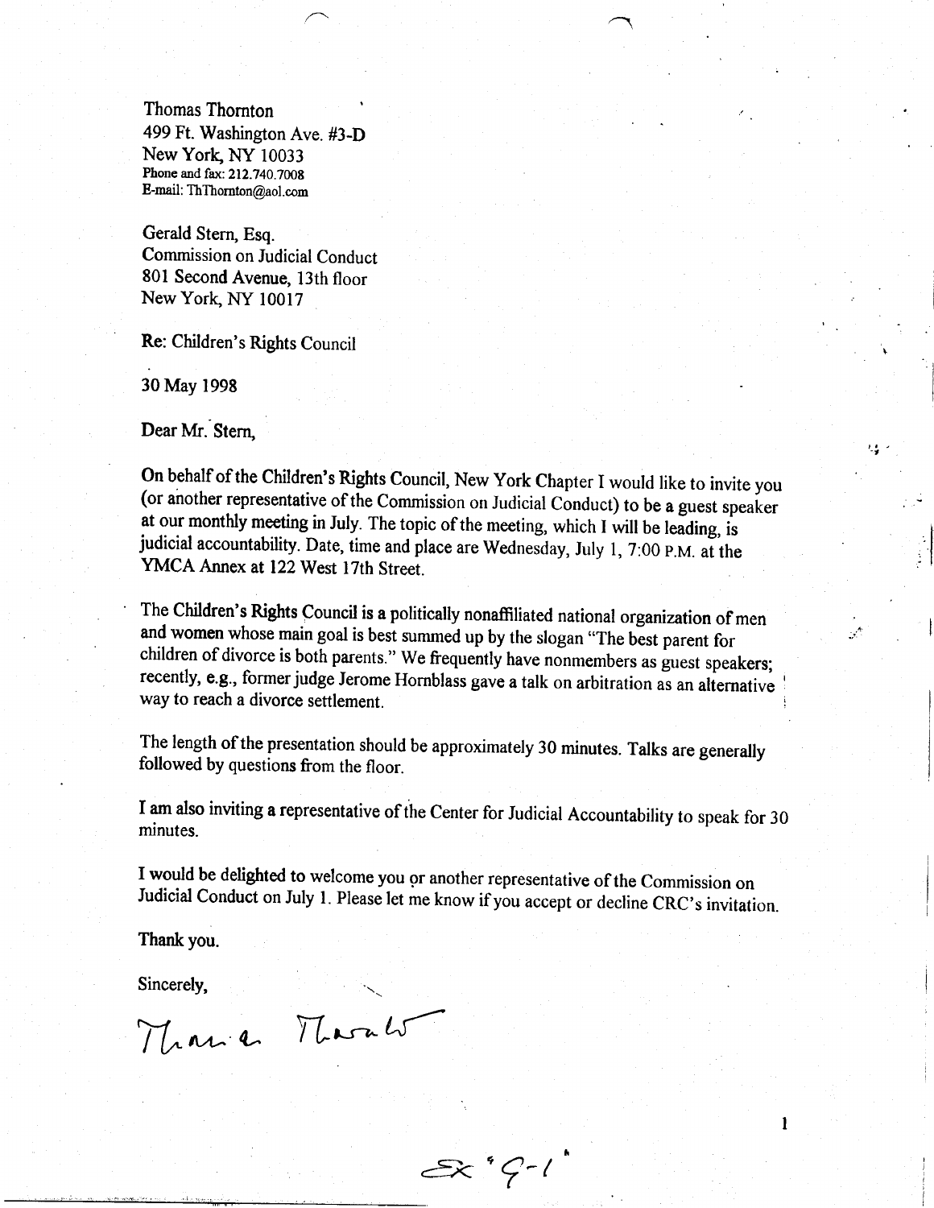Thomas Thornton
499 Ft. Washington Ave. #3-D
New York, NY 10033
Phone and fax: 212.740.7008
E-mail: ThThornton@aol.com

Gerald Stern, Esq.
Commission on Judicial Conduct
801 Second Avenue, 13th floor
New York, NY 10017

Re: Children's Rights Council

30 May 1998

Dear Mr. Stern,

On behalf of the Children's Rights Council, New York Chapter I would like to invite you (or another representative of the Commission on Judicial Conduct) to be a guest speaker at our monthly meeting in July. The topic of the meeting, which I will be leading, is judicial accountability. Date, time and place are Wednesday, July 1, 7:00 P.M. at the YMCA Annex at 122 West 17th Street.

The Children's Rights Council is a politically nonaffiliated national organization of men and women whose main goal is best summed up by the slogan "The best parent for children of divorce is both parents." We frequently have nonmembers as guest speakers; recently, e.g., former judge Jerome Hornblass gave a talk on arbitration as an alternative way to reach a divorce settlement.

The length of the presentation should be approximately 30 minutes. Talks are generally followed by questions from the floor.

I am also inviting a representative of the Center for Judicial Accountability to speak for 30 minutes.

I would be delighted to welcome you or another representative of the Commission on Judicial Conduct on July 1. Please let me know if you accept or decline CRC's invitation.

Thank you.

Sincerely,

Thomas Thornton

Ex "9-1"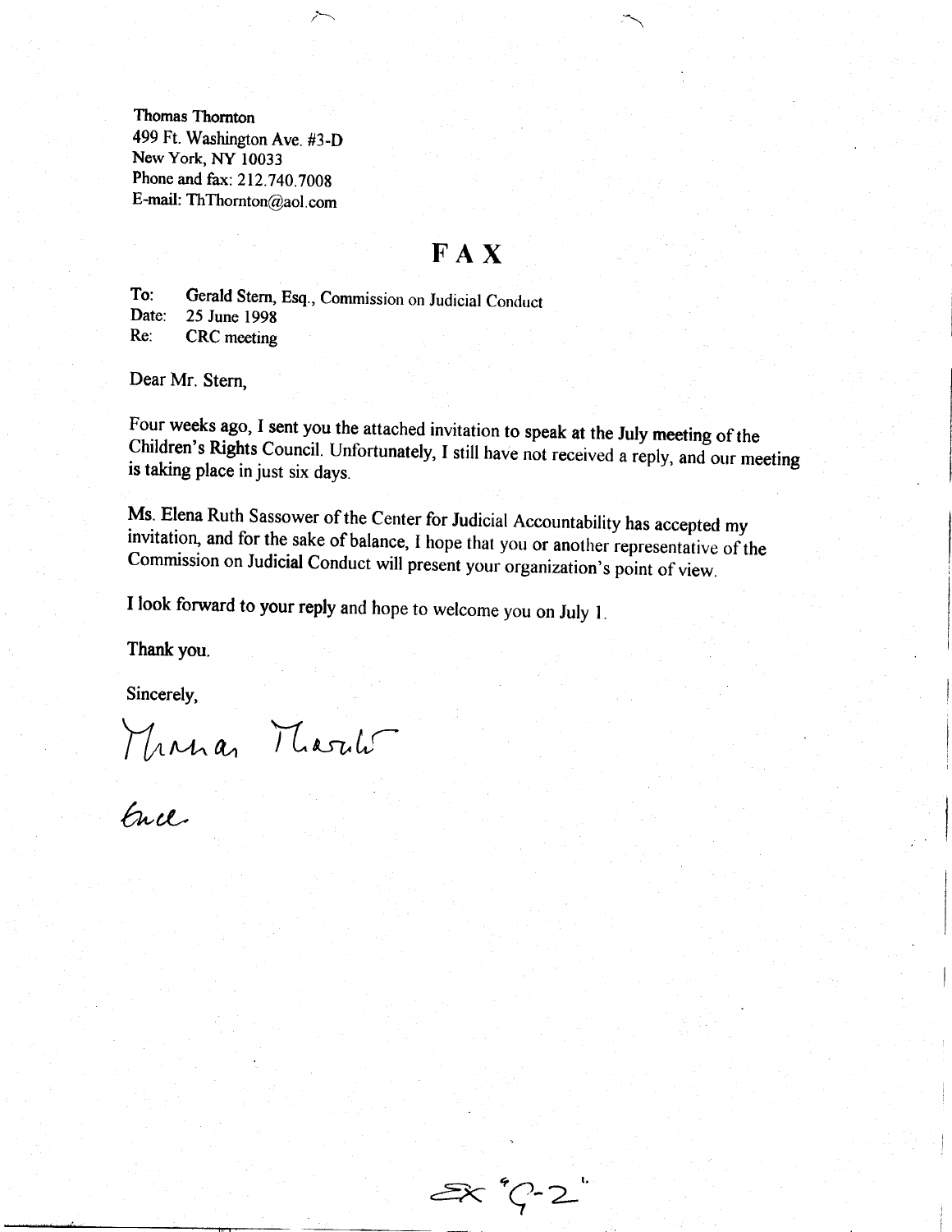Thomas Thornton
499 Ft. Washington Ave. #3-D
New York, NY 10033
Phone and fax: 212.740.7008
E-mail: ThThornton@aol.com

# FAX

To: Gerald Stern, Esq., Commission on Judicial Conduct
Date: 25 June 1998
Re: CRC meeting

Dear Mr. Stern,

Four weeks ago, I sent you the attached invitation to speak at the July meeting of the Children's Rights Council. Unfortunately, I still have not received a reply, and our meeting is taking place in just six days.

Ms. Elena Ruth Sassower of the Center for Judicial Accountability has accepted my invitation, and for the sake of balance, I hope that you or another representative of the Commission on Judicial Conduct will present your organization's point of view.

I look forward to your reply and hope to welcome you on July 1.

Thank you.

Sincerely,

Thomas Thornton

Encl.

Ex "C-2"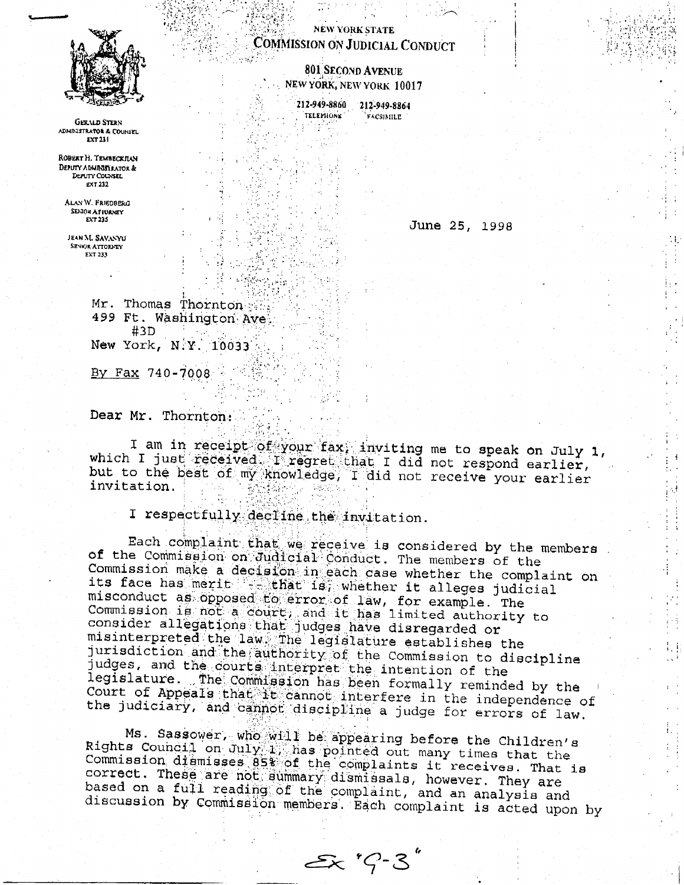NEW YORK STATE
# COMMISSION ON JUDICIAL CONDUCT

801 SECOND AVENUE
NEW YORK, NEW YORK 10017

212-949-8860 TELEPHONE
212-949-8864 FACSIMILE

GERALD STERN
ADMINISTRATOR & COUNSEL
EXT 231

ROBERT H. TEMBECKJIAN
DEPUTY ADMINISTRATOR & DEPUTY COUNSEL
EXT 232

ALAN W. FRIEDBERG
SENIOR ATTORNEY
EXT 235

JEAN M. SAVANYU
SENIOR ATTORNEY
EXT 233

June 25, 1998

Mr. Thomas Thornton
499 Ft. Washington Ave.
#3D
New York, N.Y. 10033

By Fax 740-7008

Dear Mr. Thornton:

I am in receipt of your fax, inviting me to speak on July 1, which I just received. I regret that I did not respond earlier, but to the best of my knowledge, I did not receive your earlier invitation.

I respectfully decline the invitation.

Each complaint that we receive is considered by the members of the Commission on Judicial Conduct. The members of the Commission make a decision in each case whether the complaint on its face has merit -- that is, whether it alleges judicial misconduct as opposed to error of law, for example. The Commission is not a court, and it has limited authority to consider allegations that judges have disregarded or misinterpreted the law. The legislature establishes the jurisdiction and the authority of the Commission to discipline judges, and the courts interpret the intention of the legislature. The Commission has been formally reminded by the Court of Appeals that it cannot interfere in the independence of the judiciary, and cannot discipline a judge for errors of law.

Ms. Sassower, who will be appearing before the Children's Rights Council on July 1, has pointed out many times that the Commission dismisses 85% of the complaints it receives. That is correct. These are not summary dismissals, however. They are based on a full reading of the complaint, and an analysis and discussion by Commission members. Each complaint is acted upon by

Ex "G-3"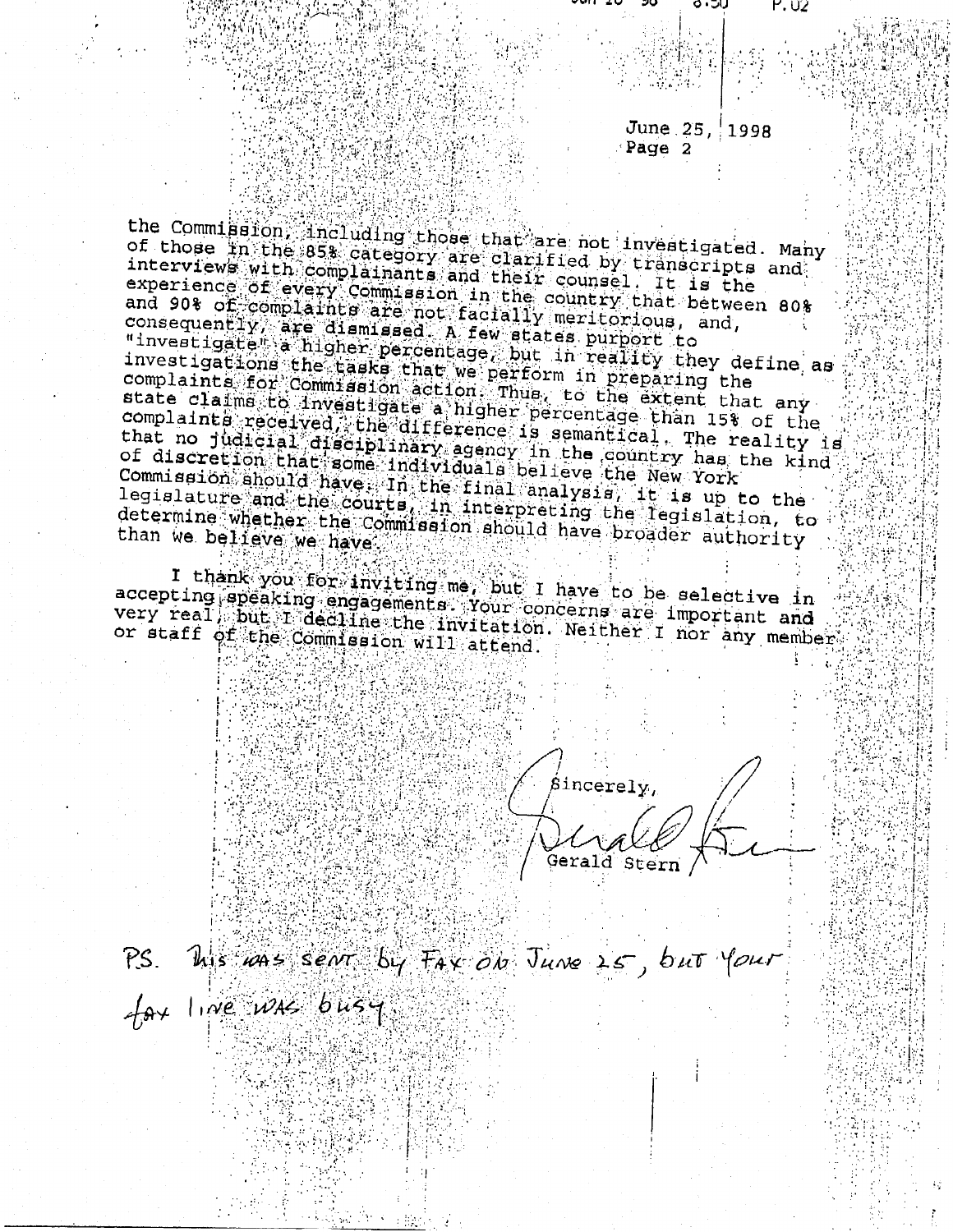June 25, 1998
Page 2

the Commission, including those that are not investigated. Many of those in the 85% category are clarified by transcripts and interviews with complainants and their counsel. It is the experience of every Commission in the country that between 80% and 90% of complaints are not facially meritorious, and, consequently, are dismissed. A few states purport to "investigate" a higher percentage, but in reality they define as investigations the tasks that we perform in preparing the complaints for Commission action. Thus, to the extent that any state claims to investigate a higher percentage than 15% of the complaints received, the difference is semantical. The reality is that no judicial disciplinary agency in the country has the kind of discretion that some individuals believe the New York Commission should have. In the final analysis, it is up to the legislature and the courts, in interpreting the legislation, to determine whether the Commission should have broader authority than we believe we have.

I thank you for inviting me, but I have to be selective in accepting speaking engagements. Your concerns are important and very real, but I decline the invitation. Neither I nor any member or staff of the Commission will attend.

Sincerely,

Gerald Stern

P.S. This was sent by FAX on June 25, but your fax line was busy.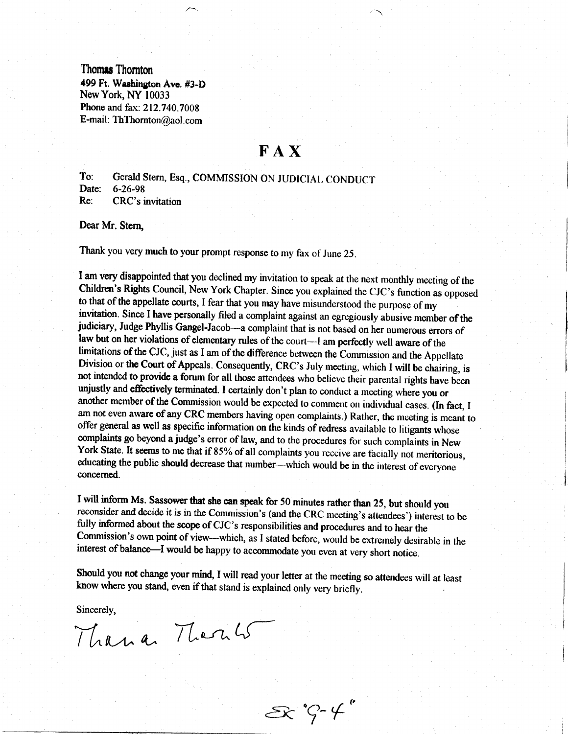Thomas Thornton
499 Ft. Washington Ave. #3-D
New York, NY 10033
Phone and fax: 212.740.7008
E-mail: ThThornton@aol.com

# FAX

To: Gerald Stern, Esq., COMMISSION ON JUDICIAL CONDUCT
Date: 6-26-98
Re: CRC's invitation

Dear Mr. Stern,

Thank you very much to your prompt response to my fax of June 25.

I am very disappointed that you declined my invitation to speak at the next monthly meeting of the Children's Rights Council, New York Chapter. Since you explained the CJC's function as opposed to that of the appellate courts, I fear that you may have misunderstood the purpose of my invitation. Since I have personally filed a complaint against an egregiously abusive member of the judiciary, Judge Phyllis Gangel-Jacob—a complaint that is not based on her numerous errors of law but on her violations of elementary rules of the court—I am perfectly well aware of the limitations of the CJC, just as I am of the difference between the Commission and the Appellate Division or the Court of Appeals. Consequently, CRC's July meeting, which I will be chairing, is not intended to provide a forum for all those attendees who believe their parental rights have been unjustly and effectively terminated. I certainly don't plan to conduct a meeting where you or another member of the Commission would be expected to comment on individual cases. (In fact, I am not even aware of any CRC members having open complaints.) Rather, the meeting is meant to offer general as well as specific information on the kinds of redress available to litigants whose complaints go beyond a judge's error of law, and to the procedures for such complaints in New York State. It seems to me that if 85% of all complaints you receive are facially not meritorious, educating the public should decrease that number—which would be in the interest of everyone concerned.

I will inform Ms. Sassower that she can speak for 50 minutes rather than 25, but should you reconsider and decide it is in the Commission's (and the CRC meeting's attendees') interest to be fully informed about the scope of CJC's responsibilities and procedures and to hear the Commission's own point of view—which, as I stated before, would be extremely desirable in the interest of balance—I would be happy to accommodate you even at very short notice.

Should you not change your mind, I will read your letter at the meeting so attendees will at least know where you stand, even if that stand is explained only very briefly.

Sincerely,

Thomas Thornton

Ex "9-4"